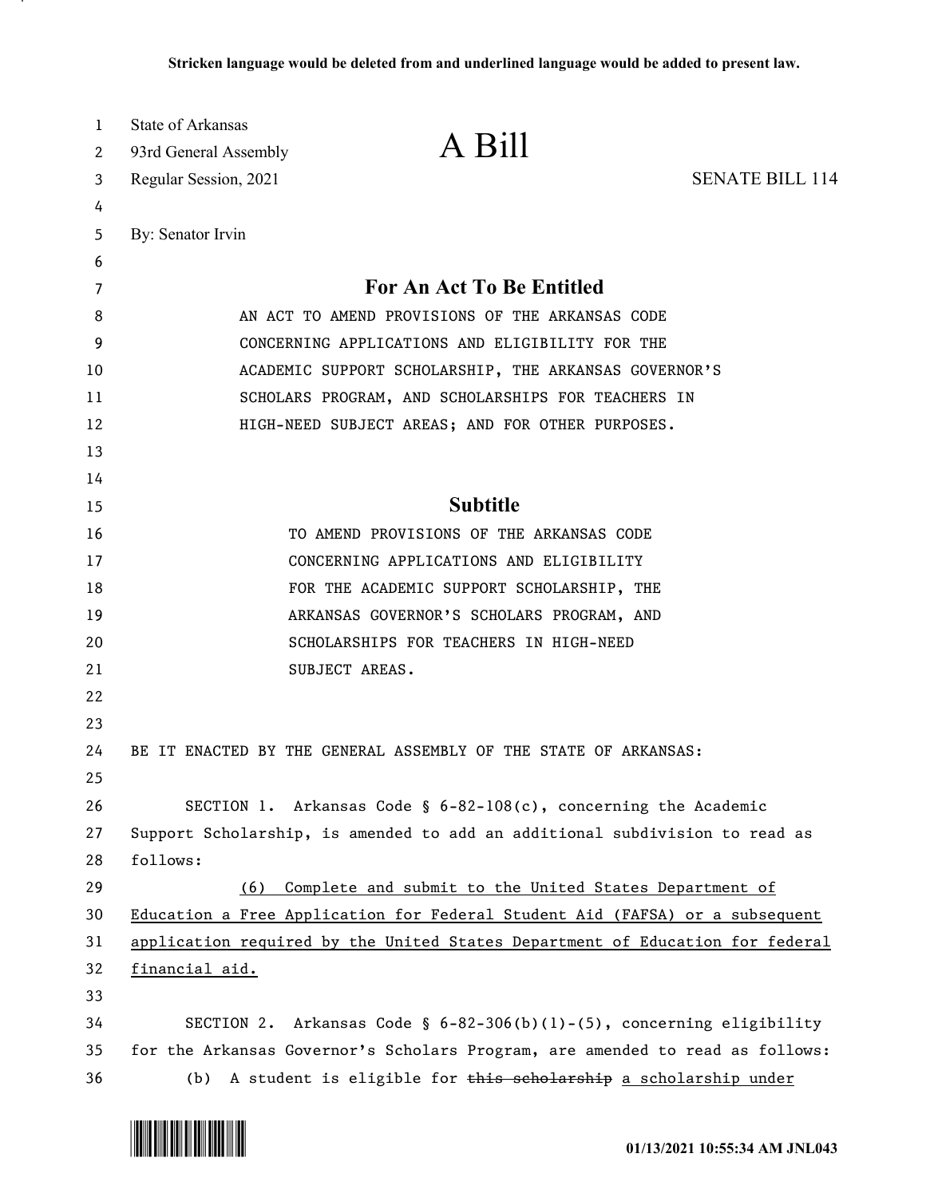Stricken language would be deleted from and underlined language would be added to present law.

State of Arkansas
93rd General Assembly
Regular Session, 2021

# A Bill

SENATE BILL 114

By: Senator Irvin

## For An Act To Be Entitled

AN ACT TO AMEND PROVISIONS OF THE ARKANSAS CODE CONCERNING APPLICATIONS AND ELIGIBILITY FOR THE ACADEMIC SUPPORT SCHOLARSHIP, THE ARKANSAS GOVERNOR'S SCHOLARS PROGRAM, AND SCHOLARSHIPS FOR TEACHERS IN HIGH-NEED SUBJECT AREAS; AND FOR OTHER PURPOSES.

## Subtitle

TO AMEND PROVISIONS OF THE ARKANSAS CODE CONCERNING APPLICATIONS AND ELIGIBILITY FOR THE ACADEMIC SUPPORT SCHOLARSHIP, THE ARKANSAS GOVERNOR'S SCHOLARS PROGRAM, AND SCHOLARSHIPS FOR TEACHERS IN HIGH-NEED SUBJECT AREAS.

BE IT ENACTED BY THE GENERAL ASSEMBLY OF THE STATE OF ARKANSAS:

SECTION 1. Arkansas Code § 6-82-108(c), concerning the Academic Support Scholarship, is amended to add an additional subdivision to read as follows:

<u>(6) Complete and submit to the United States Department of Education a Free Application for Federal Student Aid (FAFSA) or a subsequent application required by the United States Department of Education for federal financial aid.</u>

SECTION 2. Arkansas Code § 6-82-306(b)(1)-(5), concerning eligibility for the Arkansas Governor's Scholars Program, are amended to read as follows:

(b) A student is eligible for ~~this scholarship~~ <u>a scholarship under</u>

01/13/2021 10:55:34 AM JNL043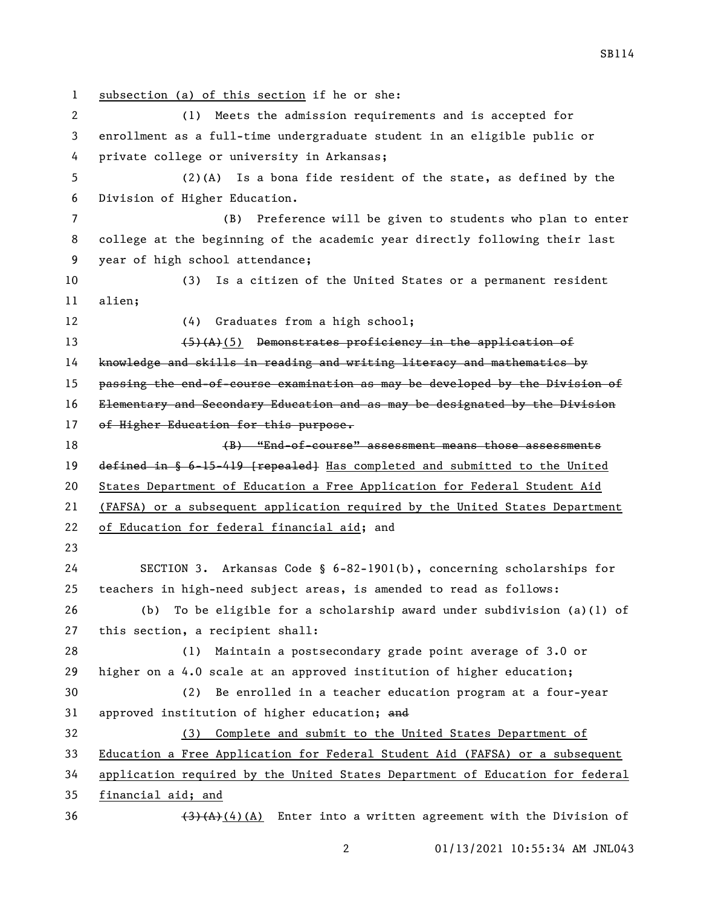subsection (a) of this section if he or she:

(1) Meets the admission requirements and is accepted for enrollment as a full-time undergraduate student in an eligible public or private college or university in Arkansas;

(2)(A) Is a bona fide resident of the state, as defined by the Division of Higher Education.

(B) Preference will be given to students who plan to enter college at the beginning of the academic year directly following their last year of high school attendance;

(3) Is a citizen of the United States or a permanent resident alien;

(4) Graduates from a high school;

~~(5)(A)~~(5) ~~Demonstrates proficiency in the application of knowledge and skills in reading and writing literacy and mathematics by passing the end-of-course examination as may be developed by the Division of Elementary and Secondary Education and as may be designated by the Division of Higher Education for this purpose.~~

~~(B) "End-of-course" assessment means those assessments defined in § 6-15-419 [repealed]~~ Has completed and submitted to the United States Department of Education a Free Application for Federal Student Aid (FAFSA) or a subsequent application required by the United States Department of Education for federal financial aid; and

SECTION 3. Arkansas Code § 6-82-1901(b), concerning scholarships for teachers in high-need subject areas, is amended to read as follows:

(b) To be eligible for a scholarship award under subdivision (a)(1) of this section, a recipient shall:

(1) Maintain a postsecondary grade point average of 3.0 or higher on a 4.0 scale at an approved institution of higher education;

(2) Be enrolled in a teacher education program at a four-year approved institution of higher education; ~~and~~

(3) Complete and submit to the United States Department of Education a Free Application for Federal Student Aid (FAFSA) or a subsequent application required by the United States Department of Education for federal financial aid; and

~~(3)(A)~~(4)(A) Enter into a written agreement with the Division of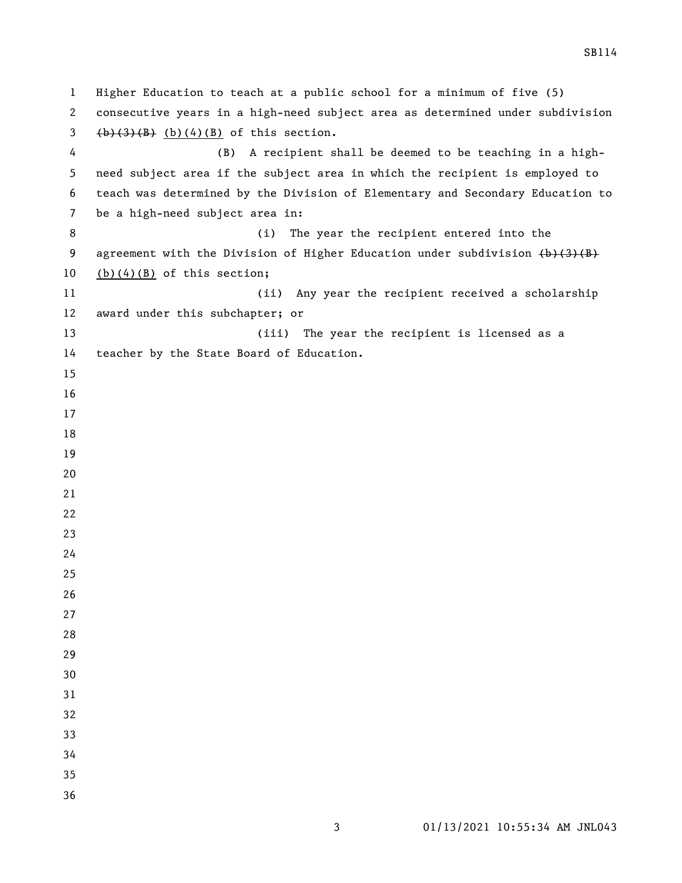Higher Education to teach at a public school for a minimum of five (5) consecutive years in a high-need subject area as determined under subdivision ~~(b)(3)(B)~~ <u>(b)(4)(B)</u> of this section.

(B) A recipient shall be deemed to be teaching in a high-need subject area if the subject area in which the recipient is employed to teach was determined by the Division of Elementary and Secondary Education to be a high-need subject area in:

(i) The year the recipient entered into the agreement with the Division of Higher Education under subdivision ~~(b)(3)(B)~~ <u>(b)(4)(B)</u> of this section;

(ii) Any year the recipient received a scholarship award under this subchapter; or

(iii) The year the recipient is licensed as a teacher by the State Board of Education.